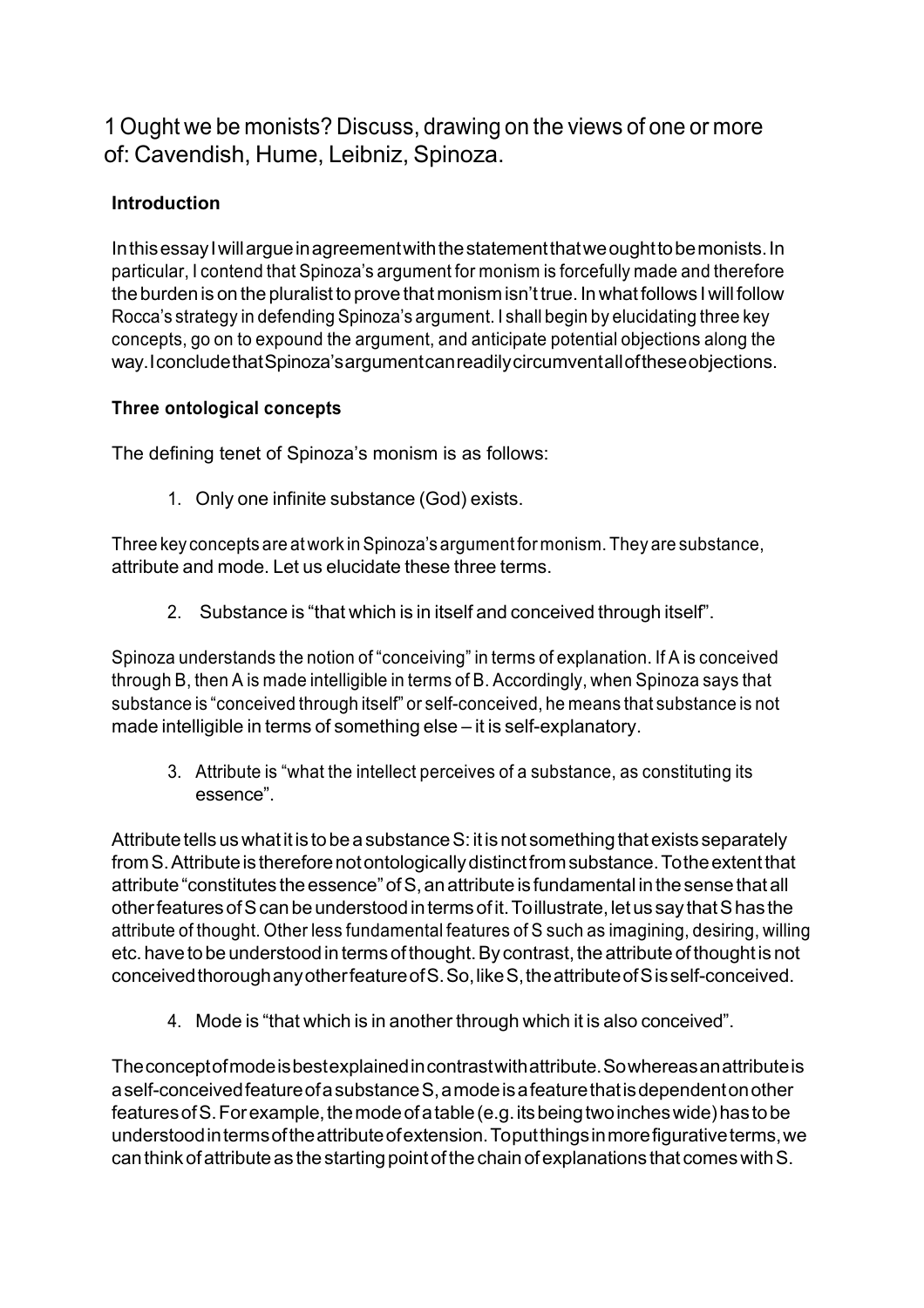# 1 Ought we be monists? Discuss, drawing on the views of one or more of: Cavendish, Hume, Leibniz, Spinoza.

**Introduction**

In this essay I will argue in agreement with the statement that we ought to be monists. In particular, I contend that Spinoza's argument for monism is forcefully made and therefore the burden is on the pluralist to prove that monism isn't true. In what follows I will follow Rocca's strategy in defending Spinoza's argument. I shall begin by elucidating three key concepts, go on to expound the argument, and anticipate potential objections along the way. I conclude that Spinoza's argument can readily circumvent all of these objections.

**Three ontological concepts**

The defining tenet of Spinoza's monism is as follows:

1. Only one infinite substance (God) exists.

Three key concepts are at work in Spinoza's argument for monism. They are substance, attribute and mode. Let us elucidate these three terms.

2. Substance is "that which is in itself and conceived through itself".

Spinoza understands the notion of "conceiving" in terms of explanation. If A is conceived through B, then A is made intelligible in terms of B. Accordingly, when Spinoza says that substance is "conceived through itself" or self-conceived, he means that substance is not made intelligible in terms of something else – it is self-explanatory.

3. Attribute is "what the intellect perceives of a substance, as constituting its essence".

Attribute tells us what it is to be a substance S: it is not something that exists separately from S. Attribute is therefore not ontologically distinct from substance. To the extent that attribute "constitutes the essence" of S, an attribute is fundamental in the sense that all other features of S can be understood in terms of it. To illustrate, let us say that S has the attribute of thought. Other less fundamental features of S such as imagining, desiring, willing etc. have to be understood in terms of thought. By contrast, the attribute of thought is not conceived thorough any other feature of S. So, like S, the attribute of S is self-conceived.

4. Mode is "that which is in another through which it is also conceived".

The concept of mode is best explained in contrast with attribute. So whereas an attribute is a self-conceived feature of a substance S, a mode is a feature that is dependent on other features of S. For example, the mode of a table (e.g. its being two inches wide) has to be understood in terms of the attribute of extension. To put things in more figurative terms, we can think of attribute as the starting point of the chain of explanations that comes with S.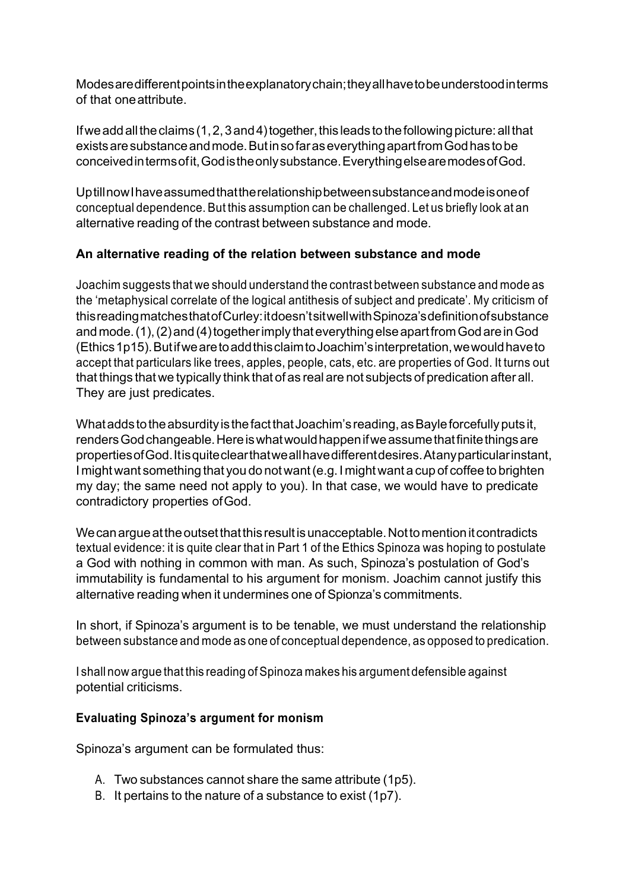Modes are different points in the explanatory chain; they all have to be understood in terms of that one attribute.

If we add all the claims (1, 2, 3 and 4) together, this leads to the following picture: all that exists are substance and mode. But in so far as everything apart from God has to be conceived in terms of it, God is the only substance. Everything else are modes of God.

Up till now I have assumed that the relationship between substance and mode is one of conceptual dependence. But this assumption can be challenged. Let us briefly look at an alternative reading of the contrast between substance and mode.

### An alternative reading of the relation between substance and mode

Joachim suggests that we should understand the contrast between substance and mode as the 'metaphysical correlate of the logical antithesis of subject and predicate'. My criticism of this reading matches that of Curley: it doesn't sit well with Spinoza's definition of substance and mode. (1), (2) and (4) together imply that everything else apart from God are in God (Ethics 1p15). But if we are to add this claim to Joachim's interpretation, we would have to accept that particulars like trees, apples, people, cats, etc. are properties of God. It turns out that things that we typically think that of as real are not subjects of predication after all. They are just predicates.

What adds to the absurdity is the fact that Joachim's reading, as Bayle forcefully puts it, renders God changeable. Here is what would happen if we assume that finite things are properties of God. It is quite clear that we all have different desires. At any particular instant, I might want something that you do not want (e.g. I might want a cup of coffee to brighten my day; the same need not apply to you). In that case, we would have to predicate contradictory properties of God.

We can argue at the outset that this result is unacceptable. Not to mention it contradicts textual evidence: it is quite clear that in Part 1 of the Ethics Spinoza was hoping to postulate a God with nothing in common with man. As such, Spinoza's postulation of God's immutability is fundamental to his argument for monism. Joachim cannot justify this alternative reading when it undermines one of Spionza's commitments.

In short, if Spinoza's argument is to be tenable, we must understand the relationship between substance and mode as one of conceptual dependence, as opposed to predication.

I shall now argue that this reading of Spinoza makes his argument defensible against potential criticisms.

### Evaluating Spinoza's argument for monism

Spinoza's argument can be formulated thus:

A. Two substances cannot share the same attribute (1p5).
B. It pertains to the nature of a substance to exist (1p7).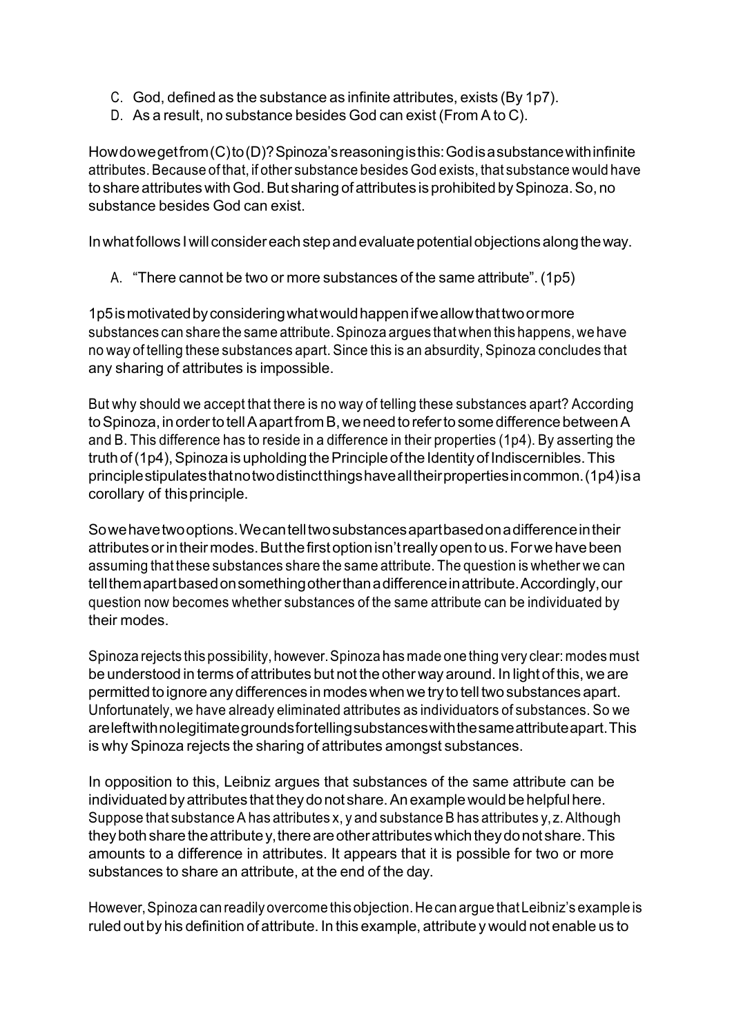C. God, defined as the substance as infinite attributes, exists (By 1p7).
D. As a result, no substance besides God can exist (From A to C).

How do we get from (C) to (D)? Spinoza's reasoning is this: God is a substance with infinite attributes. Because of that, if other substance besides God exists, that substance would have to share attributes with God. But sharing of attributes is prohibited by Spinoza. So, no substance besides God can exist.

In what follows I will consider each step and evaluate potential objections along the way.

A. "There cannot be two or more substances of the same attribute". (1p5)

1p5 is motivated by considering what would happen if we allow that two or more substances can share the same attribute. Spinoza argues that when this happens, we have no way of telling these substances apart. Since this is an absurdity, Spinoza concludes that any sharing of attributes is impossible.

But why should we accept that there is no way of telling these substances apart? According to Spinoza, in order to tell A apart from B, we need to refer to some difference between A and B. This difference has to reside in a difference in their properties (1p4). By asserting the truth of (1p4), Spinoza is upholding the Principle of the Identity of Indiscernibles. This principle stipulates that no two distinct things have all their properties in common. (1p4) is a corollary of this principle.

So we have two options. We can tell two substances apart based on a difference in their attributes or in their modes. But the first option isn't really open to us. For we have been assuming that these substances share the same attribute. The question is whether we can tell them apart based on something other than a difference in attribute. Accordingly, our question now becomes whether substances of the same attribute can be individuated by their modes.

Spinoza rejects this possibility, however. Spinoza has made one thing very clear: modes must be understood in terms of attributes but not the other way around. In light of this, we are permitted to ignore any differences in modes when we try to tell two substances apart. Unfortunately, we have already eliminated attributes as individuators of substances. So we are left with no legitimate grounds for telling substances with the same attribute apart. This is why Spinoza rejects the sharing of attributes amongst substances.

In opposition to this, Leibniz argues that substances of the same attribute can be individuated by attributes that they do not share. An example would be helpful here. Suppose that substance A has attributes x, y and substance B has attributes y, z. Although they both share the attribute y, there are other attributes which they do not share. This amounts to a difference in attributes. It appears that it is possible for two or more substances to share an attribute, at the end of the day.

However, Spinoza can readily overcome this objection. He can argue that Leibniz's example is ruled out by his definition of attribute. In this example, attribute y would not enable us to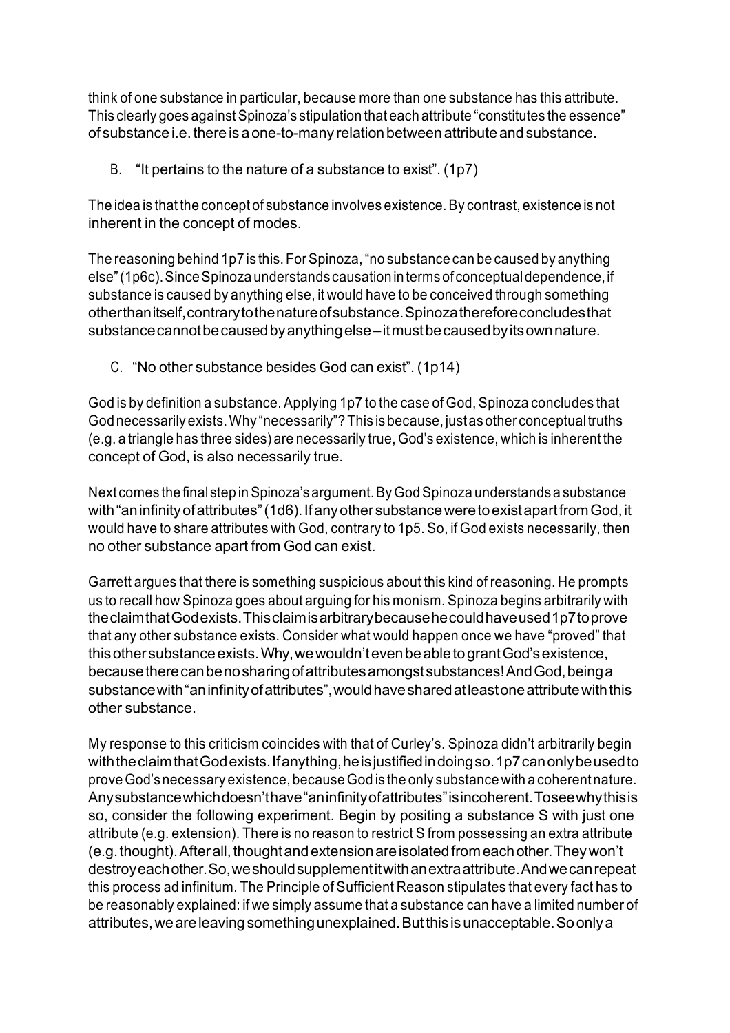think of one substance in particular, because more than one substance has this attribute. This clearly goes against Spinoza's stipulation that each attribute "constitutes the essence" of substance i.e. there is a one-to-many relation between attribute and substance.

B. "It pertains to the nature of a substance to exist". (1p7)

The idea is that the concept of substance involves existence. By contrast, existence is not inherent in the concept of modes.

The reasoning behind 1p7 is this. For Spinoza, "no substance can be caused by anything else" (1p6c). Since Spinoza understands causation in terms of conceptual dependence, if substance is caused by anything else, it would have to be conceived through something other than itself, contrary to the nature of substance. Spinoza therefore concludes that substance cannot be caused by anything else – it must be caused by its own nature.

C. "No other substance besides God can exist". (1p14)

God is by definition a substance. Applying 1p7 to the case of God, Spinoza concludes that God necessarily exists. Why "necessarily"? This is because, just as other conceptual truths (e.g. a triangle has three sides) are necessarily true, God's existence, which is inherent the concept of God, is also necessarily true.

Next comes the final step in Spinoza's argument. By God Spinoza understands a substance with "an infinity of attributes" (1d6). If any other substance were to exist apart from God, it would have to share attributes with God, contrary to 1p5. So, if God exists necessarily, then no other substance apart from God can exist.

Garrett argues that there is something suspicious about this kind of reasoning. He prompts us to recall how Spinoza goes about arguing for his monism. Spinoza begins arbitrarily with the claim that God exists. This claim is arbitrary because he could have used 1p7 to prove that any other substance exists. Consider what would happen once we have "proved" that this other substance exists. Why, we wouldn't even be able to grant God's existence, because there can be no sharing of attributes amongst substances! And God, being a substance with "an infinity of attributes", would have shared at least one attribute with this other substance.

My response to this criticism coincides with that of Curley's. Spinoza didn't arbitrarily begin with the claim that God exists. If anything, he is justified in doing so. 1p7 can only be used to prove God's necessary existence, because God is the only substance with a coherent nature. Any substance which doesn't have "an infinity of attributes" is incoherent. To see why this is so, consider the following experiment. Begin by positing a substance S with just one attribute (e.g. extension). There is no reason to restrict S from possessing an extra attribute (e.g. thought). After all, thought and extension are isolated from each other. They won't destroy each other. So, we should supplement it with an extra attribute. And we can repeat this process ad infinitum. The Principle of Sufficient Reason stipulates that every fact has to be reasonably explained: if we simply assume that a substance can have a limited number of attributes, we are leaving something unexplained. But this is unacceptable. So only a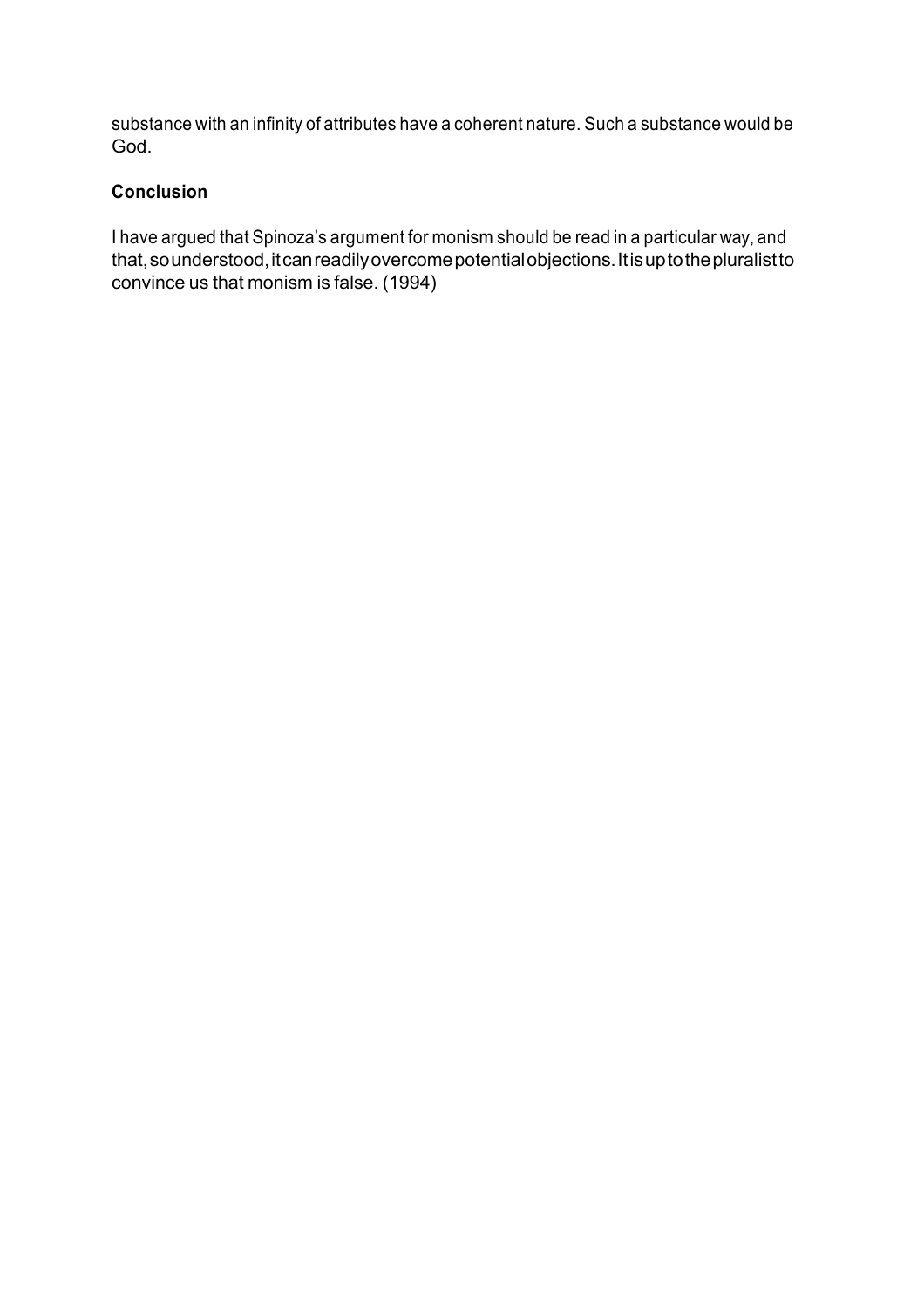substance with an infinity of attributes have a coherent nature. Such a substance would be God.

## Conclusion

I have argued that Spinoza's argument for monism should be read in a particular way, and that, so understood, it can readily overcome potential objections. It is up to the pluralist to convince us that monism is false. (1994)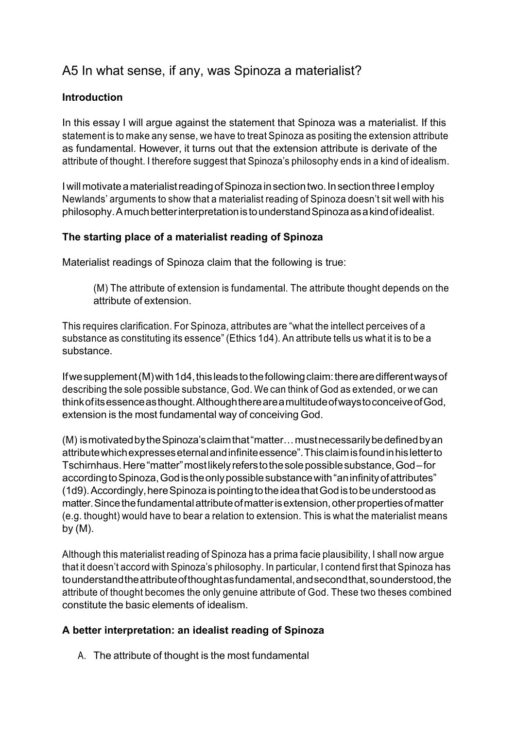# A5 In what sense, if any, was Spinoza a materialist?

### Introduction

In this essay I will argue against the statement that Spinoza was a materialist. If this statement is to make any sense, we have to treat Spinoza as positing the extension attribute as fundamental. However, it turns out that the extension attribute is derivate of the attribute of thought. I therefore suggest that Spinoza's philosophy ends in a kind of idealism.

I will motivate a materialist reading of Spinoza in section two. In section three I employ Newlands' arguments to show that a materialist reading of Spinoza doesn't sit well with his philosophy. A much better interpretation is to understand Spinoza as a kind of idealist.

### The starting place of a materialist reading of Spinoza

Materialist readings of Spinoza claim that the following is true:

> (M) The attribute of extension is fundamental. The attribute thought depends on the attribute of extension.

This requires clarification. For Spinoza, attributes are "what the intellect perceives of a substance as constituting its essence" (Ethics 1d4). An attribute tells us what it is to be a substance.

If we supplement (M) with 1d4, this leads to the following claim: there are different ways of describing the sole possible substance, God. We can think of God as extended, or we can think of its essence as thought. Although there are a multitude of ways to conceive of God, extension is the most fundamental way of conceiving God.

(M) is motivated by the Spinoza's claim that "matter… must necessarily be defined by an attribute which expresses eternal and infinite essence". This claim is found in his letter to Tschirnhaus. Here "matter" most likely refers to the sole possible substance, God – for according to Spinoza, God is the only possible substance with "an infinity of attributes" (1d9). Accordingly, here Spinoza is pointing to the idea that God is to be understood as matter. Since the fundamental attribute of matter is extension, other properties of matter (e.g. thought) would have to bear a relation to extension. This is what the materialist means by (M).

Although this materialist reading of Spinoza has a prima facie plausibility, I shall now argue that it doesn't accord with Spinoza's philosophy. In particular, I contend first that Spinoza has to understand the attribute of thought as fundamental, and second that, so understood, the attribute of thought becomes the only genuine attribute of God. These two theses combined constitute the basic elements of idealism.

### A better interpretation: an idealist reading of Spinoza

A. The attribute of thought is the most fundamental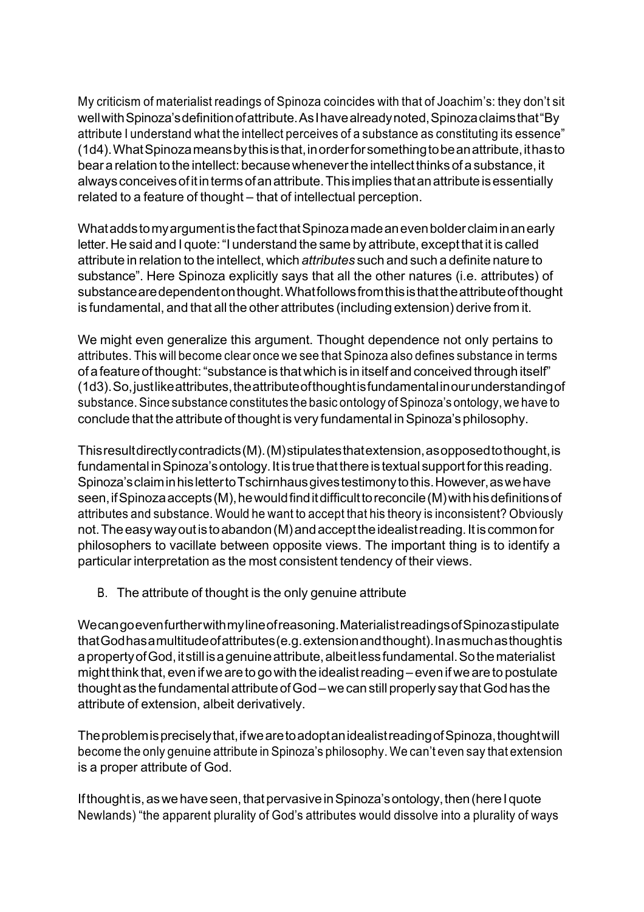My criticism of materialist readings of Spinoza coincides with that of Joachim's: they don't sit well with Spinoza's definition of attribute. As I have already noted, Spinoza claims that "By attribute I understand what the intellect perceives of a substance as constituting its essence" (1d4). What Spinoza means by this is that, in order for something to be an attribute, it has to bear a relation to the intellect: because whenever the intellect thinks of a substance, it always conceives of it in terms of an attribute. This implies that an attribute is essentially related to a feature of thought – that of intellectual perception.

What adds to my argument is the fact that Spinoza made an even bolder claim in an early letter. He said and I quote: "I understand the same by attribute, except that it is called attribute in relation to the intellect, which *attributes* such and such a definite nature to substance". Here Spinoza explicitly says that all the other natures (i.e. attributes) of substance are dependent on thought. What follows from this is that the attribute of thought is fundamental, and that all the other attributes (including extension) derive from it.

We might even generalize this argument. Thought dependence not only pertains to attributes. This will become clear once we see that Spinoza also defines substance in terms of a feature of thought: "substance is that which is in itself and conceived through itself" (1d3). So, just like attributes, the attribute of thought is fundamental in our understanding of substance. Since substance constitutes the basic ontology of Spinoza's ontology, we have to conclude that the attribute of thought is very fundamental in Spinoza's philosophy.

This result directly contradicts (M). (M) stipulates that extension, as opposed to thought, is fundamental in Spinoza's ontology. It is true that there is textual support for this reading. Spinoza's claim in his letter to Tschirnhaus gives testimony to this. However, as we have seen, if Spinoza accepts (M), he would find it difficult to reconcile (M) with his definitions of attributes and substance. Would he want to accept that his theory is inconsistent? Obviously not. The easy way out is to abandon (M) and accept the idealist reading. It is common for philosophers to vacillate between opposite views. The important thing is to identify a particular interpretation as the most consistent tendency of their views.

B. The attribute of thought is the only genuine attribute

We can go even further with my line of reasoning. Materialist readings of Spinoza stipulate that God has a multitude of attributes (e.g. extension and thought). Inasmuch as thought is a property of God, it still is a genuine attribute, albeit less fundamental. So the materialist might think that, even if we are to go with the idealist reading – even if we are to postulate thought as the fundamental attribute of God – we can still properly say that God has the attribute of extension, albeit derivatively.

The problem is precisely that, if we are to adopt an idealist reading of Spinoza, thought will become the only genuine attribute in Spinoza's philosophy. We can't even say that extension is a proper attribute of God.

If thought is, as we have seen, that pervasive in Spinoza's ontology, then (here I quote Newlands) "the apparent plurality of God's attributes would dissolve into a plurality of ways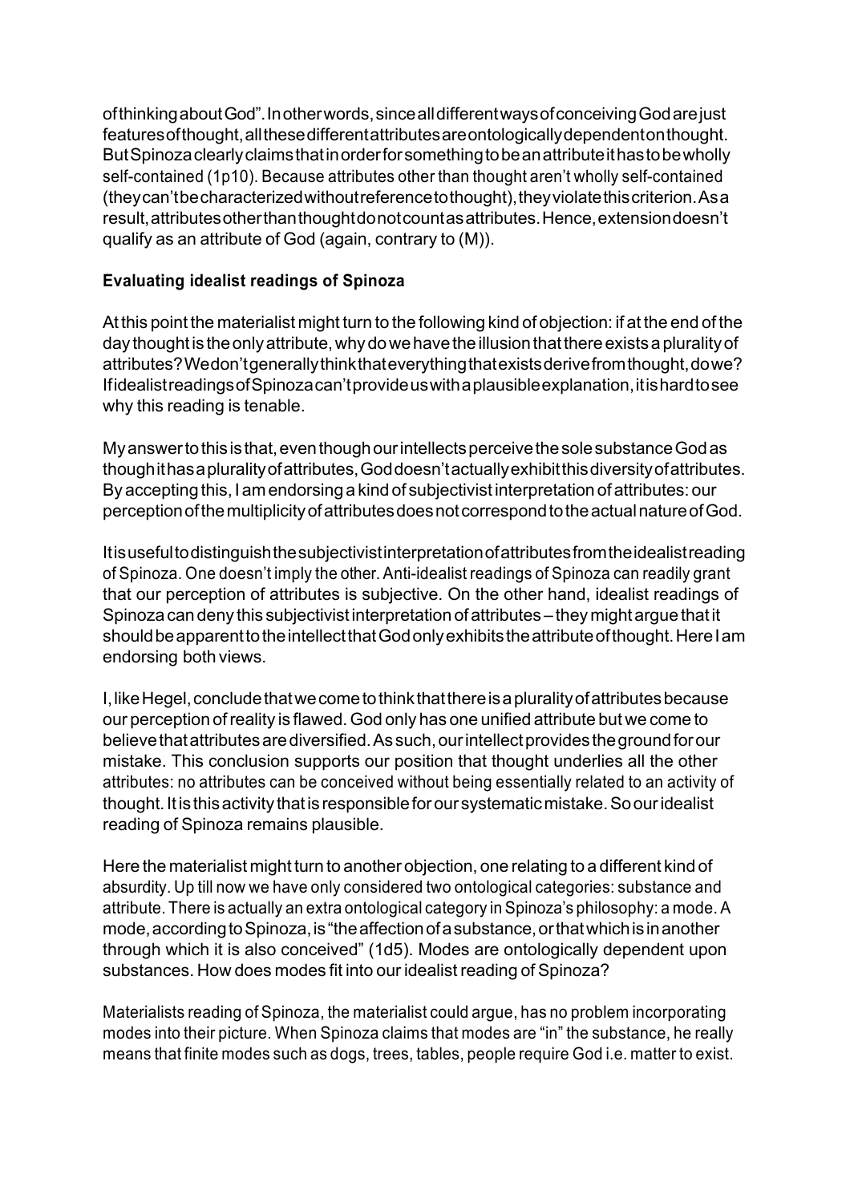of thinking about God". In other words, since all different ways of conceiving God are just features of thought, all these different attributes are ontologically dependent on thought. But Spinoza clearly claims that in order for something to be an attribute it has to be wholly self-contained (1p10). Because attributes other than thought aren't wholly self-contained (they can't be characterized without reference to thought), they violate this criterion. As a result, attributes other than thought do not count as attributes. Hence, extension doesn't qualify as an attribute of God (again, contrary to (M)).

**Evaluating idealist readings of Spinoza**

At this point the materialist might turn to the following kind of objection: if at the end of the day thought is the only attribute, why do we have the illusion that there exists a plurality of attributes? We don't generally think that everything that exists derive from thought, do we? If idealist readings of Spinoza can't provide us with a plausible explanation, it is hard to see why this reading is tenable.

My answer to this is that, even though our intellects perceive the sole substance God as though it has a plurality of attributes, God doesn't actually exhibit this diversity of attributes. By accepting this, I am endorsing a kind of subjectivist interpretation of attributes: our perception of the multiplicity of attributes does not correspond to the actual nature of God.

It is useful to distinguish the subjectivist interpretation of attributes from the idealist reading of Spinoza. One doesn't imply the other. Anti-idealist readings of Spinoza can readily grant that our perception of attributes is subjective. On the other hand, idealist readings of Spinoza can deny this subjectivist interpretation of attributes – they might argue that it should be apparent to the intellect that God only exhibits the attribute of thought. Here I am endorsing both views.

I, like Hegel, conclude that we come to think that there is a plurality of attributes because our perception of reality is flawed. God only has one unified attribute but we come to believe that attributes are diversified. As such, our intellect provides the ground for our mistake. This conclusion supports our position that thought underlies all the other attributes: no attributes can be conceived without being essentially related to an activity of thought. It is this activity that is responsible for our systematic mistake. So our idealist reading of Spinoza remains plausible.

Here the materialist might turn to another objection, one relating to a different kind of absurdity. Up till now we have only considered two ontological categories: substance and attribute. There is actually an extra ontological category in Spinoza's philosophy: a mode. A mode, according to Spinoza, is "the affection of a substance, or that which is in another through which it is also conceived" (1d5). Modes are ontologically dependent upon substances. How does modes fit into our idealist reading of Spinoza?

Materialists reading of Spinoza, the materialist could argue, has no problem incorporating modes into their picture. When Spinoza claims that modes are "in" the substance, he really means that finite modes such as dogs, trees, tables, people require God i.e. matter to exist.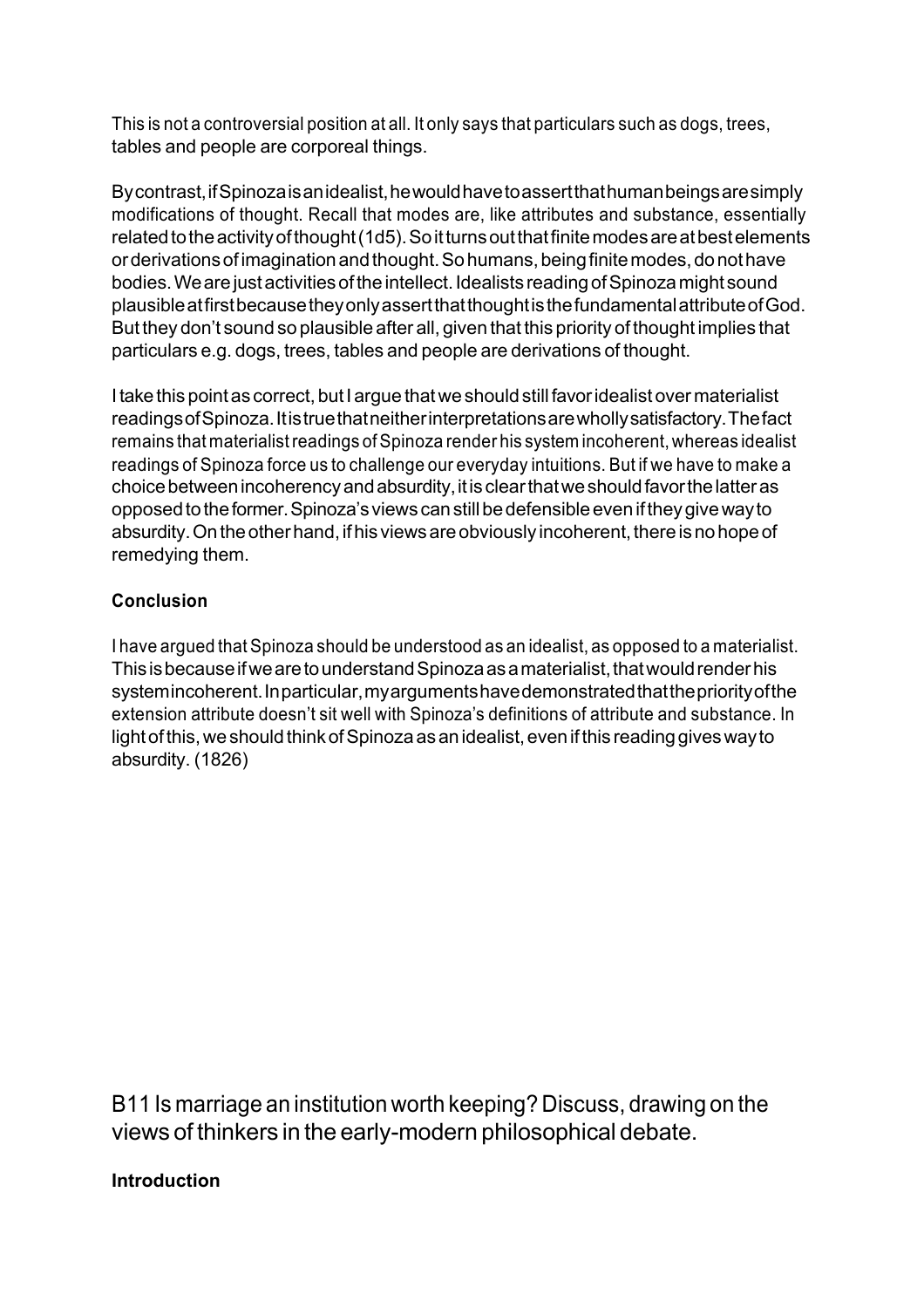This is not a controversial position at all. It only says that particulars such as dogs, trees, tables and people are corporeal things.

By contrast, if Spinoza is an idealist, he would have to assert that human beings are simply modifications of thought. Recall that modes are, like attributes and substance, essentially related to the activity of thought (1d5). So it turns out that finite modes are at best elements or derivations of imagination and thought. So humans, being finite modes, do not have bodies. We are just activities of the intellect. Idealists reading of Spinoza might sound plausible at first because they only assert that thought is the fundamental attribute of God. But they don't sound so plausible after all, given that this priority of thought implies that particulars e.g. dogs, trees, tables and people are derivations of thought.

I take this point as correct, but I argue that we should still favor idealist over materialist readings of Spinoza. It is true that neither interpretations are wholly satisfactory. The fact remains that materialist readings of Spinoza render his system incoherent, whereas idealist readings of Spinoza force us to challenge our everyday intuitions. But if we have to make a choice between incoherency and absurdity, it is clear that we should favor the latter as opposed to the former. Spinoza's views can still be defensible even if they give way to absurdity. On the other hand, if his views are obviously incoherent, there is no hope of remedying them.

**Conclusion**

I have argued that Spinoza should be understood as an idealist, as opposed to a materialist. This is because if we are to understand Spinoza as a materialist, that would render his system incoherent. In particular, my arguments have demonstrated that the priority of the extension attribute doesn't sit well with Spinoza's definitions of attribute and substance. In light of this, we should think of Spinoza as an idealist, even if this reading gives way to absurdity. (1826)

## B11 Is marriage an institution worth keeping? Discuss, drawing on the views of thinkers in the early-modern philosophical debate.

**Introduction**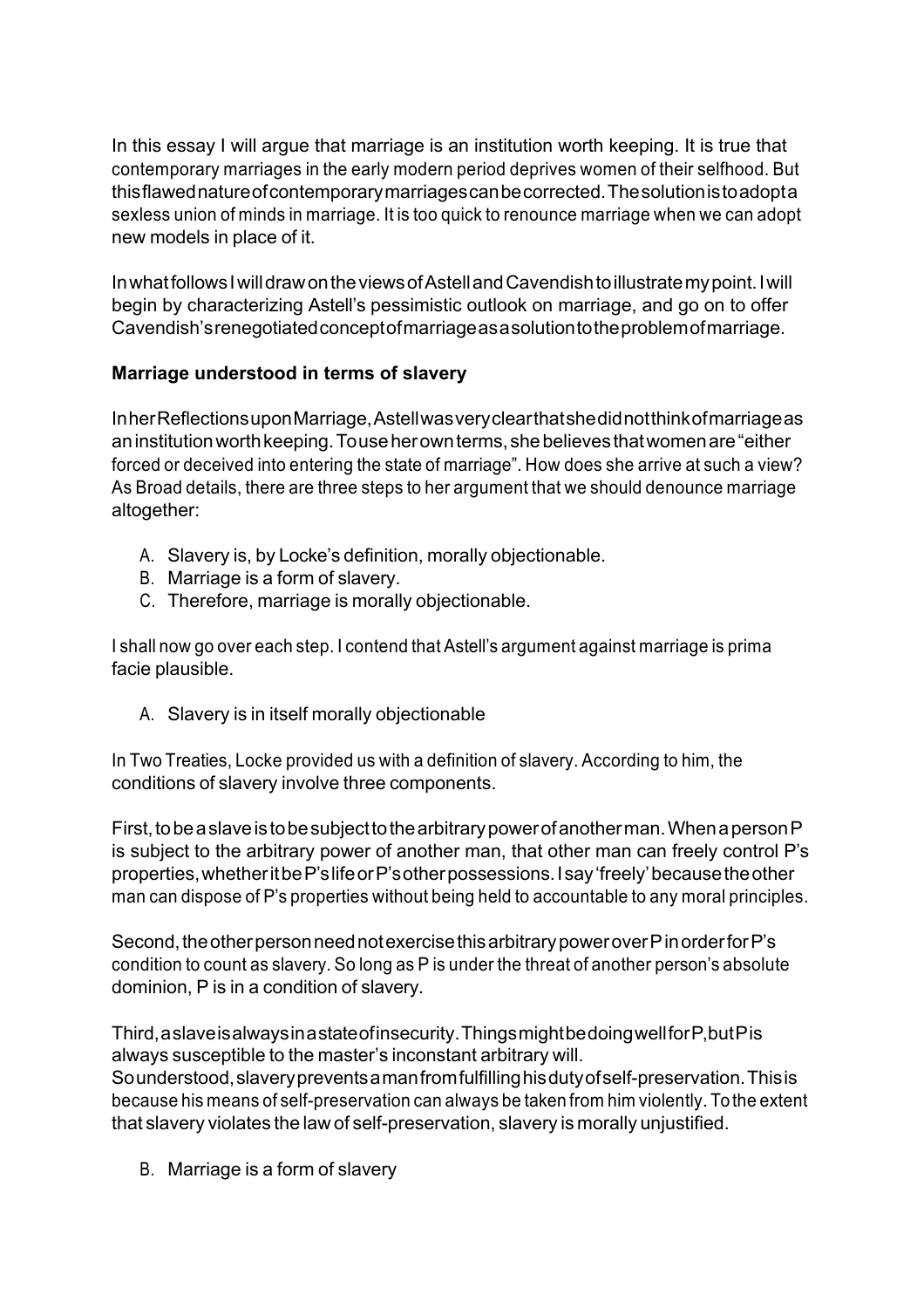In this essay I will argue that marriage is an institution worth keeping. It is true that contemporary marriages in the early modern period deprives women of their selfhood. But this flawed nature of contemporary marriages can be corrected. The solution is to adopt a sexless union of minds in marriage. It is too quick to renounce marriage when we can adopt new models in place of it.

In what follows I will draw on the views of Astell and Cavendish to illustrate my point. I will begin by characterizing Astell's pessimistic outlook on marriage, and go on to offer Cavendish's renegotiated concept of marriage as a solution to the problem of marriage.

**Marriage understood in terms of slavery**

In her Reflections upon Marriage, Astell was very clear that she did not think of marriage as an institution worth keeping. To use her own terms, she believes that women are "either forced or deceived into entering the state of marriage". How does she arrive at such a view? As Broad details, there are three steps to her argument that we should denounce marriage altogether:

A. Slavery is, by Locke's definition, morally objectionable.
B. Marriage is a form of slavery.
C. Therefore, marriage is morally objectionable.

I shall now go over each step. I contend that Astell's argument against marriage is prima facie plausible.

A. Slavery is in itself morally objectionable

In Two Treaties, Locke provided us with a definition of slavery. According to him, the conditions of slavery involve three components.

First, to be a slave is to be subject to the arbitrary power of another man. When a person P is subject to the arbitrary power of another man, that other man can freely control P's properties, whether it be P's life or P's other possessions. I say 'freely' because the other man can dispose of P's properties without being held to accountable to any moral principles.

Second, the other person need not exercise this arbitrary power over P in order for P's condition to count as slavery. So long as P is under the threat of another person's absolute dominion, P is in a condition of slavery.

Third, a slave is always in a state of insecurity. Things might be doing well for P, but P is always susceptible to the master's inconstant arbitrary will.
So understood, slavery prevents a man from fulfilling his duty of self-preservation. This is because his means of self-preservation can always be taken from him violently. To the extent that slavery violates the law of self-preservation, slavery is morally unjustified.

B. Marriage is a form of slavery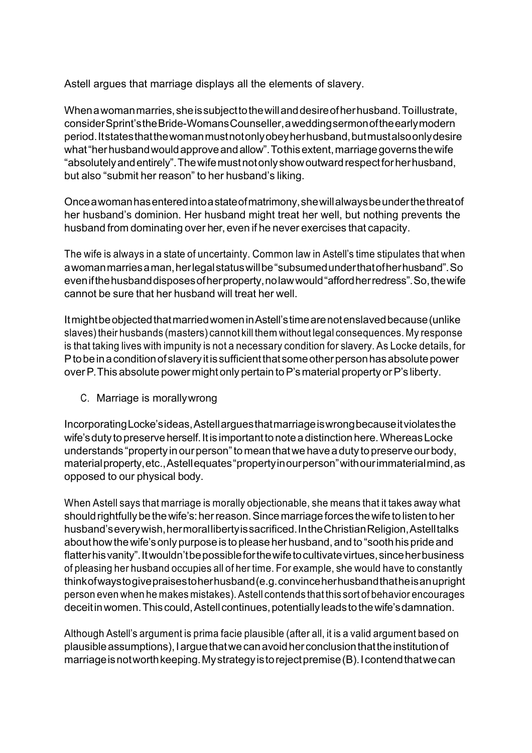Astell argues that marriage displays all the elements of slavery.

When a woman marries, she is subject to the will and desire of her husband. To illustrate, consider Sprint's the Bride-Womans Counseller, a wedding sermon of the early modern period. It states that the woman must not only obey her husband, but must also only desire what "her husband would approve and allow". To this extent, marriage governs the wife "absolutely and entirely". The wife must not only show outward respect for her husband, but also "submit her reason" to her husband's liking.

Once a woman has entered into a state of matrimony, she will always be under the threat of her husband's dominion. Her husband might treat her well, but nothing prevents the husband from dominating over her, even if he never exercises that capacity.

The wife is always in a state of uncertainty. Common law in Astell's time stipulates that when a woman marries a man, her legal status will be "subsumed under that of her husband". So even if the husband disposes of her property, no law would "afford her redress". So, the wife cannot be sure that her husband will treat her well.

It might be objected that married women in Astell's time are not enslaved because (unlike slaves) their husbands (masters) cannot kill them without legal consequences. My response is that taking lives with impunity is not a necessary condition for slavery. As Locke details, for P to be in a condition of slavery it is sufficient that some other person has absolute power over P. This absolute power might only pertain to P's material property or P's liberty.

C. Marriage is morally wrong

Incorporating Locke's ideas, Astell argues that marriage is wrong because it violates the wife's duty to preserve herself. It is important to note a distinction here. Whereas Locke understands "property in our person" to mean that we have a duty to preserve our body, material property, etc., Astell equates "property in our person" with our immaterial mind, as opposed to our physical body.

When Astell says that marriage is morally objectionable, she means that it takes away what should rightfully be the wife's: her reason. Since marriage forces the wife to listen to her husband's every wish, her moral liberty is sacrificed. In the Christian Religion, Astell talks about how the wife's only purpose is to please her husband, and to "sooth his pride and flatter his vanity". It wouldn't be possible for the wife to cultivate virtues, since her business of pleasing her husband occupies all of her time. For example, she would have to constantly think of ways to give praises to her husband (e.g. convince her husband that he is an upright person even when he makes mistakes). Astell contends that this sort of behavior encourages deceit in women. This could, Astell continues, potentially leads to the wife's damnation.

Although Astell's argument is prima facie plausible (after all, it is a valid argument based on plausible assumptions), I argue that we can avoid her conclusion that the institution of marriage is not worth keeping. My strategy is to reject premise (B). I contend that we can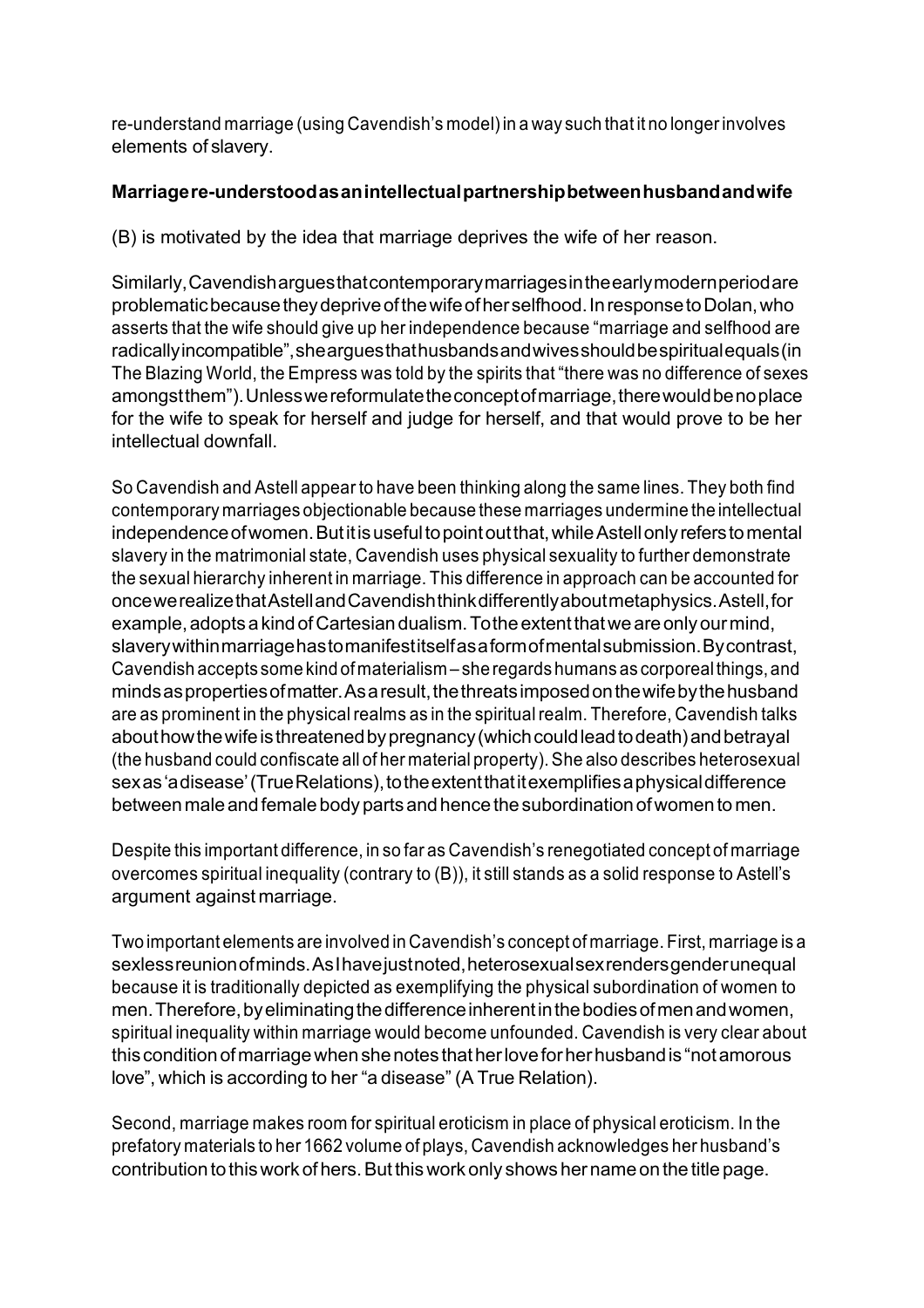re-understand marriage (using Cavendish's model) in a way such that it no longer involves elements of slavery.

**Marriage re-understood as an intellectual partnership between husband and wife**

(B) is motivated by the idea that marriage deprives the wife of her reason.

Similarly, Cavendish argues that contemporary marriages in the early modern period are problematic because they deprive of the wife of her selfhood. In response to Dolan, who asserts that the wife should give up her independence because "marriage and selfhood are radically incompatible", she argues that husbands and wives should be spiritual equals (in The Blazing World, the Empress was told by the spirits that "there was no difference of sexes amongst them"). Unless we reformulate the concept of marriage, there would be no place for the wife to speak for herself and judge for herself, and that would prove to be her intellectual downfall.

So Cavendish and Astell appear to have been thinking along the same lines. They both find contemporary marriages objectionable because these marriages undermine the intellectual independence of women. But it is useful to point out that, while Astell only refers to mental slavery in the matrimonial state, Cavendish uses physical sexuality to further demonstrate the sexual hierarchy inherent in marriage. This difference in approach can be accounted for once we realize that Astell and Cavendish think differently about metaphysics. Astell, for example, adopts a kind of Cartesian dualism. To the extent that we are only our mind, slavery within marriage has to manifest itself as a form of mental submission. By contrast, Cavendish accepts some kind of materialism – she regards humans as corporeal things, and minds as properties of matter. As a result, the threats imposed on the wife by the husband are as prominent in the physical realms as in the spiritual realm. Therefore, Cavendish talks about how the wife is threatened by pregnancy (which could lead to death) and betrayal (the husband could confiscate all of her material property). She also describes heterosexual sex as 'a disease' (True Relations), to the extent that it exemplifies a physical difference between male and female body parts and hence the subordination of women to men.

Despite this important difference, in so far as Cavendish's renegotiated concept of marriage overcomes spiritual inequality (contrary to (B)), it still stands as a solid response to Astell's argument against marriage.

Two important elements are involved in Cavendish's concept of marriage. First, marriage is a sexless reunion of minds. As I have just noted, heterosexual sex renders gender unequal because it is traditionally depicted as exemplifying the physical subordination of women to men. Therefore, by eliminating the difference inherent in the bodies of men and women, spiritual inequality within marriage would become unfounded. Cavendish is very clear about this condition of marriage when she notes that her love for her husband is "not amorous love", which is according to her "a disease" (A True Relation).

Second, marriage makes room for spiritual eroticism in place of physical eroticism. In the prefatory materials to her 1662 volume of plays, Cavendish acknowledges her husband's contribution to this work of hers. But this work only shows her name on the title page.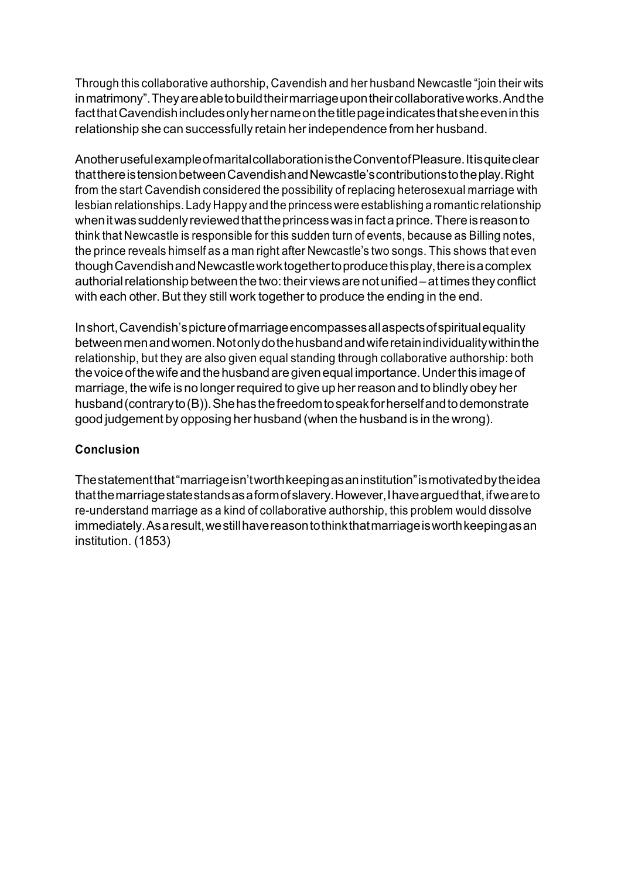Through this collaborative authorship, Cavendish and her husband Newcastle "join their wits in matrimony". They are able to build their marriage upon their collaborative works. And the fact that Cavendish includes only her name on the title page indicates that she even in this relationship she can successfully retain her independence from her husband.

Another useful example of marital collaboration is the Convent of Pleasure. It is quite clear that there is tension between Cavendish and Newcastle's contributions to the play. Right from the start Cavendish considered the possibility of replacing heterosexual marriage with lesbian relationships. Lady Happy and the princess were establishing a romantic relationship when it was suddenly reviewed that the princess was in fact a prince. There is reason to think that Newcastle is responsible for this sudden turn of events, because as Billing notes, the prince reveals himself as a man right after Newcastle's two songs. This shows that even though Cavendish and Newcastle work together to produce this play, there is a complex authorial relationship between the two: their views are not unified – at times they conflict with each other. But they still work together to produce the ending in the end.

In short, Cavendish's picture of marriage encompasses all aspects of spiritual equality between men and women. Not only do the husband and wife retain individuality within the relationship, but they are also given equal standing through collaborative authorship: both the voice of the wife and the husband are given equal importance. Under this image of marriage, the wife is no longer required to give up her reason and to blindly obey her husband (contrary to (B)). She has the freedom to speak for herself and to demonstrate good judgement by opposing her husband (when the husband is in the wrong).

**Conclusion**

The statement that "marriage isn't worth keeping as an institution" is motivated by the idea that the marriage state stands as a form of slavery. However, I have argued that, if we are to re-understand marriage as a kind of collaborative authorship, this problem would dissolve immediately. As a result, we still have reason to think that marriage is worth keeping as an institution. (1853)